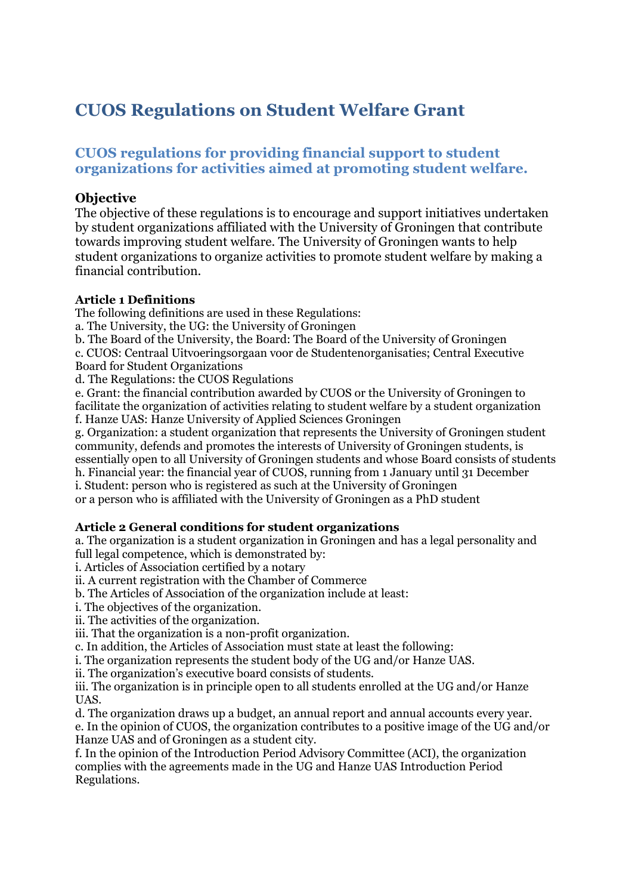# CUOS Regulations on Student Welfare Grant

## CUOS regulations for providing financial support to student organizations for activities aimed at promoting student welfare.

### Objective

The objective of these regulations is to encourage and support initiatives undertaken by student organizations affiliated with the University of Groningen that contribute towards improving student welfare. The University of Groningen wants to help student organizations to organize activities to promote student welfare by making a financial contribution.

**Article 1 Definitions**

The following definitions are used in these Regulations:
a. The University, the UG: the University of Groningen
b. The Board of the University, the Board: The Board of the University of Groningen
c. CUOS: Centraal Uitvoeringsorgaan voor de Studentenorganisaties; Central Executive Board for Student Organizations
d. The Regulations: the CUOS Regulations
e. Grant: the financial contribution awarded by CUOS or the University of Groningen to facilitate the organization of activities relating to student welfare by a student organization
f. Hanze UAS: Hanze University of Applied Sciences Groningen
g. Organization: a student organization that represents the University of Groningen student community, defends and promotes the interests of University of Groningen students, is essentially open to all University of Groningen students and whose Board consists of students
h. Financial year: the financial year of CUOS, running from 1 January until 31 December
i. Student: person who is registered as such at the University of Groningen or a person who is affiliated with the University of Groningen as a PhD student

**Article 2 General conditions for student organizations**

a. The organization is a student organization in Groningen and has a legal personality and full legal competence, which is demonstrated by:
i. Articles of Association certified by a notary
ii. A current registration with the Chamber of Commerce
b. The Articles of Association of the organization include at least:
i. The objectives of the organization.
ii. The activities of the organization.
iii. That the organization is a non-profit organization.
c. In addition, the Articles of Association must state at least the following:
i. The organization represents the student body of the UG and/or Hanze UAS.
ii. The organization's executive board consists of students.
iii. The organization is in principle open to all students enrolled at the UG and/or Hanze UAS.
d. The organization draws up a budget, an annual report and annual accounts every year.
e. In the opinion of CUOS, the organization contributes to a positive image of the UG and/or Hanze UAS and of Groningen as a student city.
f. In the opinion of the Introduction Period Advisory Committee (ACI), the organization complies with the agreements made in the UG and Hanze UAS Introduction Period Regulations.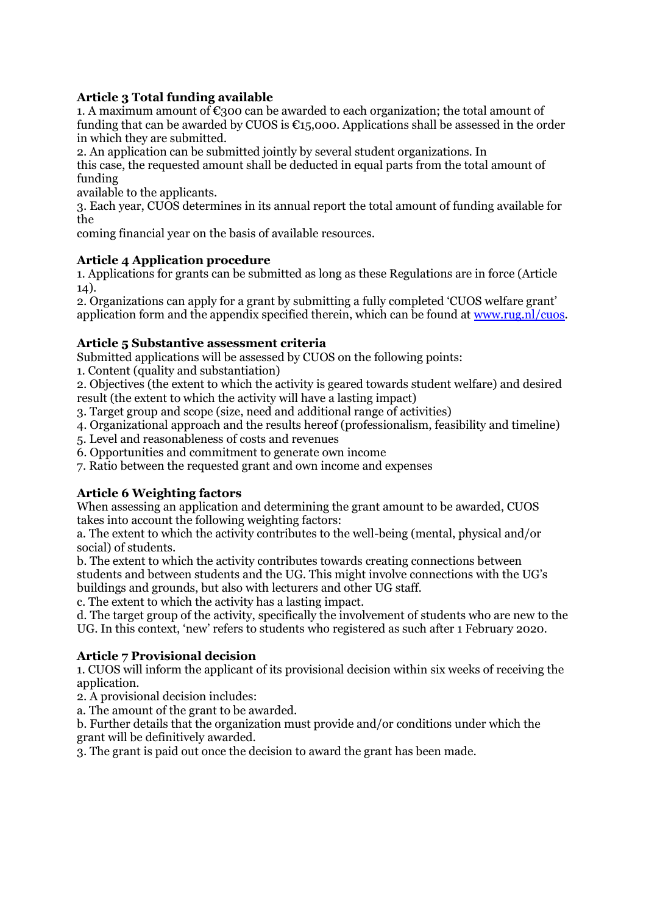**Article 3 Total funding available**

1. A maximum amount of €300 can be awarded to each organization; the total amount of funding that can be awarded by CUOS is €15,000. Applications shall be assessed in the order in which they are submitted.
2. An application can be submitted jointly by several student organizations. In this case, the requested amount shall be deducted in equal parts from the total amount of funding available to the applicants.
3. Each year, CUOS determines in its annual report the total amount of funding available for the coming financial year on the basis of available resources.

**Article 4 Application procedure**

1. Applications for grants can be submitted as long as these Regulations are in force (Article 14).
2. Organizations can apply for a grant by submitting a fully completed 'CUOS welfare grant' application form and the appendix specified therein, which can be found at [www.rug.nl/cuos](www.rug.nl/cuos).

**Article 5 Substantive assessment criteria**

Submitted applications will be assessed by CUOS on the following points:

1. Content (quality and substantiation)
2. Objectives (the extent to which the activity is geared towards student welfare) and desired result (the extent to which the activity will have a lasting impact)
3. Target group and scope (size, need and additional range of activities)
4. Organizational approach and the results hereof (professionalism, feasibility and timeline)
5. Level and reasonableness of costs and revenues
6. Opportunities and commitment to generate own income
7. Ratio between the requested grant and own income and expenses

**Article 6 Weighting factors**

When assessing an application and determining the grant amount to be awarded, CUOS takes into account the following weighting factors:

a. The extent to which the activity contributes to the well-being (mental, physical and/or social) of students.
b. The extent to which the activity contributes towards creating connections between students and between students and the UG. This might involve connections with the UG's buildings and grounds, but also with lecturers and other UG staff.
c. The extent to which the activity has a lasting impact.
d. The target group of the activity, specifically the involvement of students who are new to the UG. In this context, 'new' refers to students who registered as such after 1 February 2020.

**Article 7 Provisional decision**

1. CUOS will inform the applicant of its provisional decision within six weeks of receiving the application.
2. A provisional decision includes:
   a. The amount of the grant to be awarded.
   b. Further details that the organization must provide and/or conditions under which the grant will be definitively awarded.
3. The grant is paid out once the decision to award the grant has been made.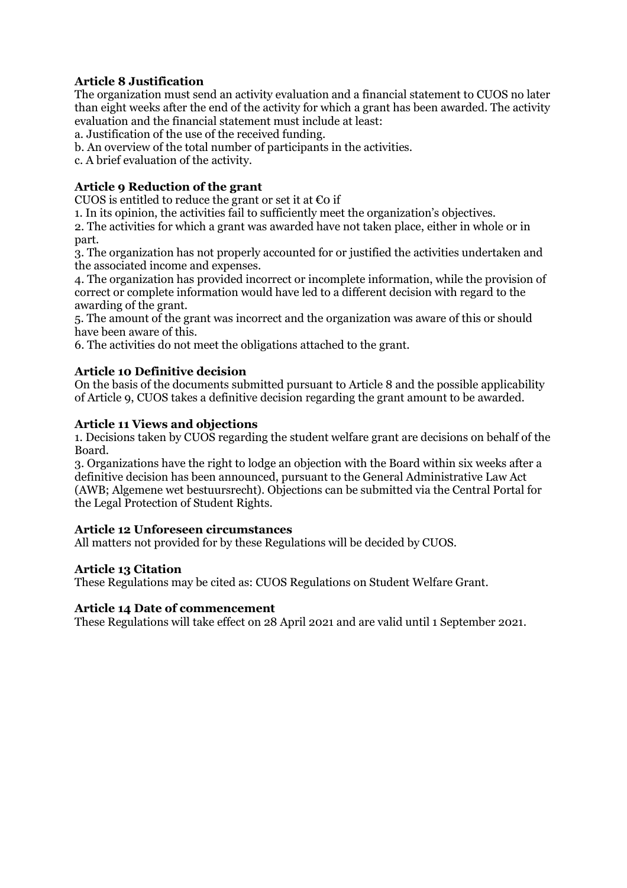**Article 8 Justification**

The organization must send an activity evaluation and a financial statement to CUOS no later than eight weeks after the end of the activity for which a grant has been awarded. The activity evaluation and the financial statement must include at least:

a. Justification of the use of the received funding.
b. An overview of the total number of participants in the activities.
c. A brief evaluation of the activity.

**Article 9 Reduction of the grant**

CUOS is entitled to reduce the grant or set it at €0 if

1. In its opinion, the activities fail to sufficiently meet the organization's objectives.
2. The activities for which a grant was awarded have not taken place, either in whole or in part.
3. The organization has not properly accounted for or justified the activities undertaken and the associated income and expenses.
4. The organization has provided incorrect or incomplete information, while the provision of correct or complete information would have led to a different decision with regard to the awarding of the grant.
5. The amount of the grant was incorrect and the organization was aware of this or should have been aware of this.
6. The activities do not meet the obligations attached to the grant.

**Article 10 Definitive decision**

On the basis of the documents submitted pursuant to Article 8 and the possible applicability of Article 9, CUOS takes a definitive decision regarding the grant amount to be awarded.

**Article 11 Views and objections**

1. Decisions taken by CUOS regarding the student welfare grant are decisions on behalf of the Board.

3. Organizations have the right to lodge an objection with the Board within six weeks after a definitive decision has been announced, pursuant to the General Administrative Law Act (AWB; Algemene wet bestuursrecht). Objections can be submitted via the Central Portal for the Legal Protection of Student Rights.

**Article 12 Unforeseen circumstances**

All matters not provided for by these Regulations will be decided by CUOS.

**Article 13 Citation**

These Regulations may be cited as: CUOS Regulations on Student Welfare Grant.

**Article 14 Date of commencement**

These Regulations will take effect on 28 April 2021 and are valid until 1 September 2021.